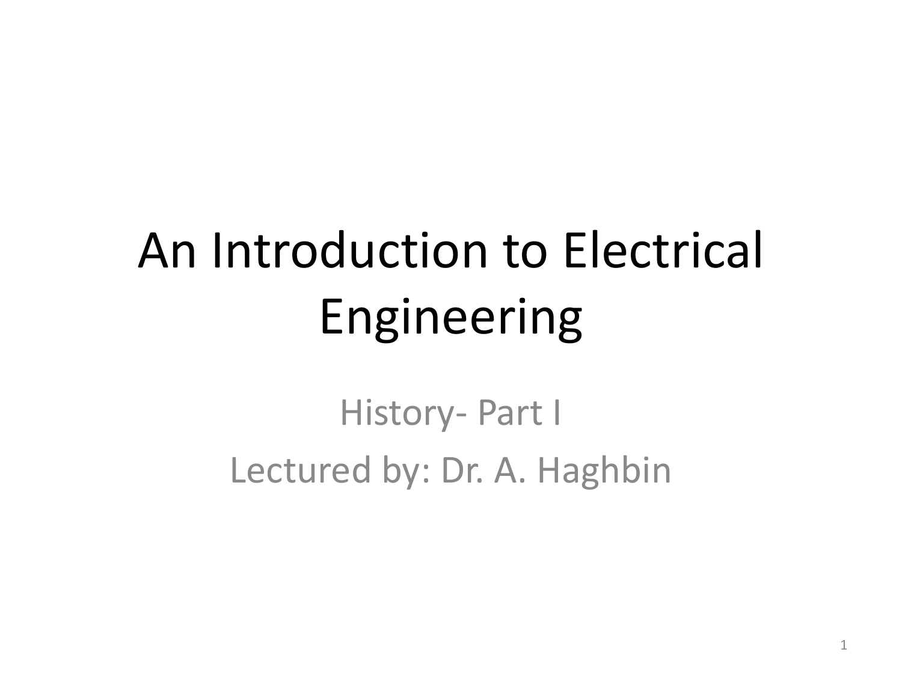# An Introduction to Electrical Engineering

History- Part I

Lectured by: Dr. A. Haghbin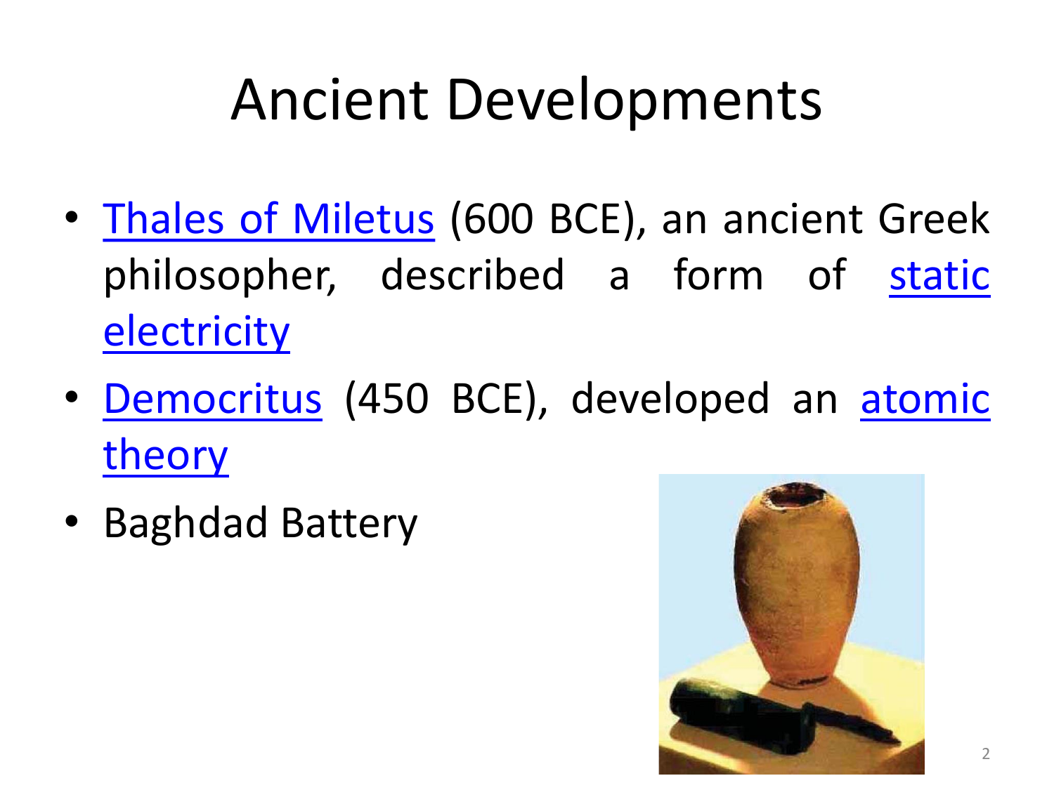# Ancient Developments

- Thales of Miletus (600 BCE), an ancient Greek philosopher, described a form of static electricity
- Democritus (450 BCE), developed an atomic theory
- Baghdad Battery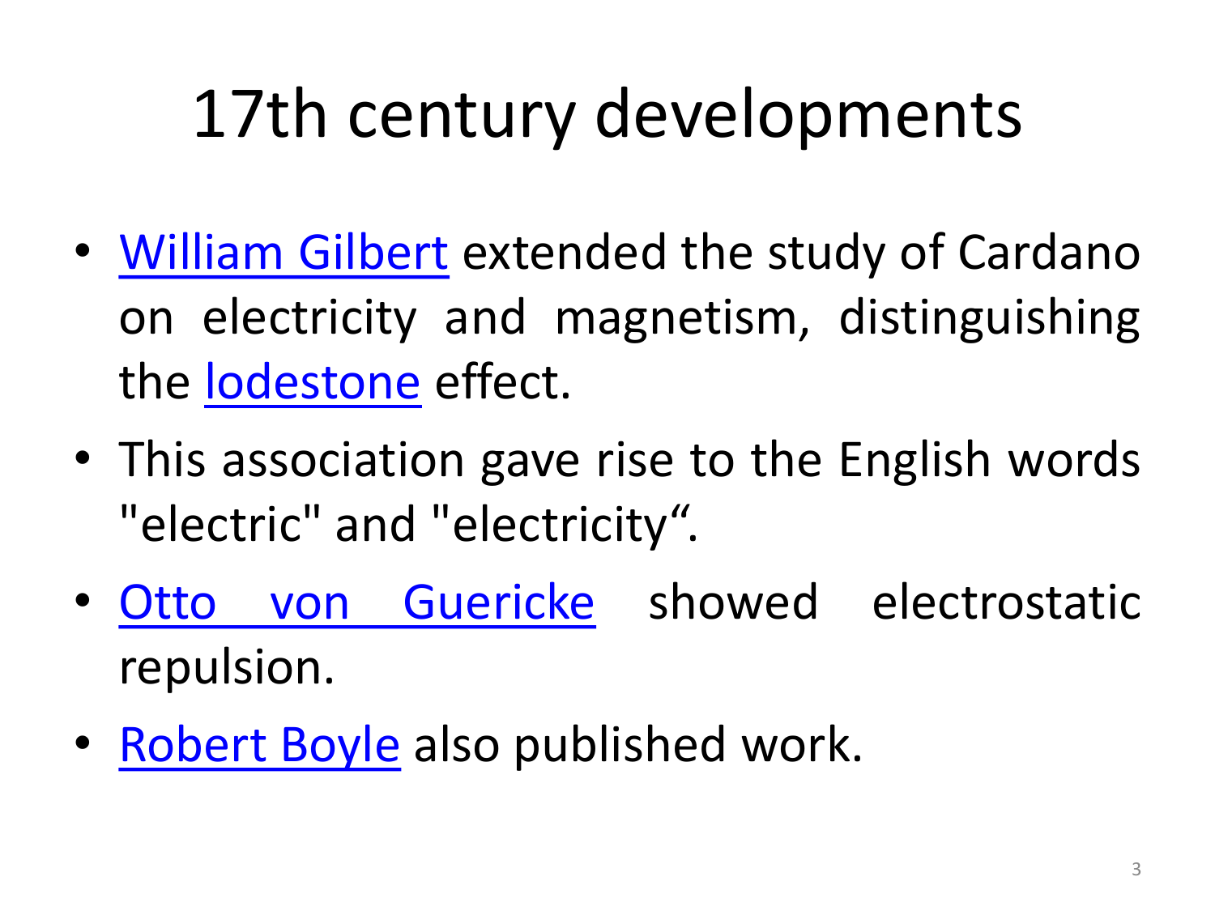# 17th century developments

- William Gilbert extended the study of Cardano on electricity and magnetism, distinguishing the lodestone effect.
- This association gave rise to the English words "electric" and "electricity“.
- Otto von Guericke showed electrostatic repulsion.
- Robert Boyle also published work.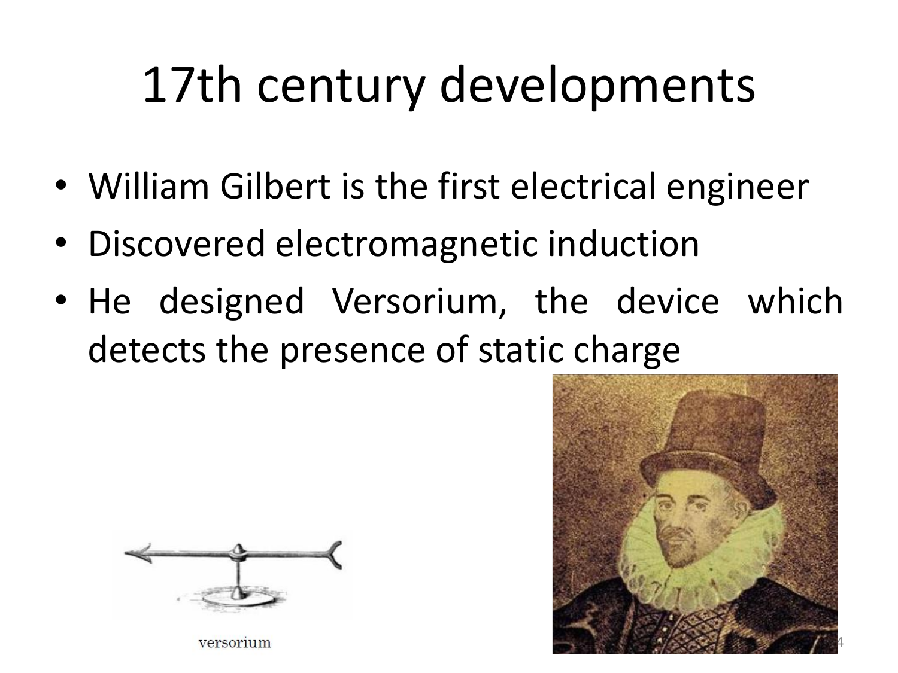# 17th century developments

- William Gilbert is the first electrical engineer
- Discovered electromagnetic induction
- He designed Versorium, the device which detects the presence of static charge

versorium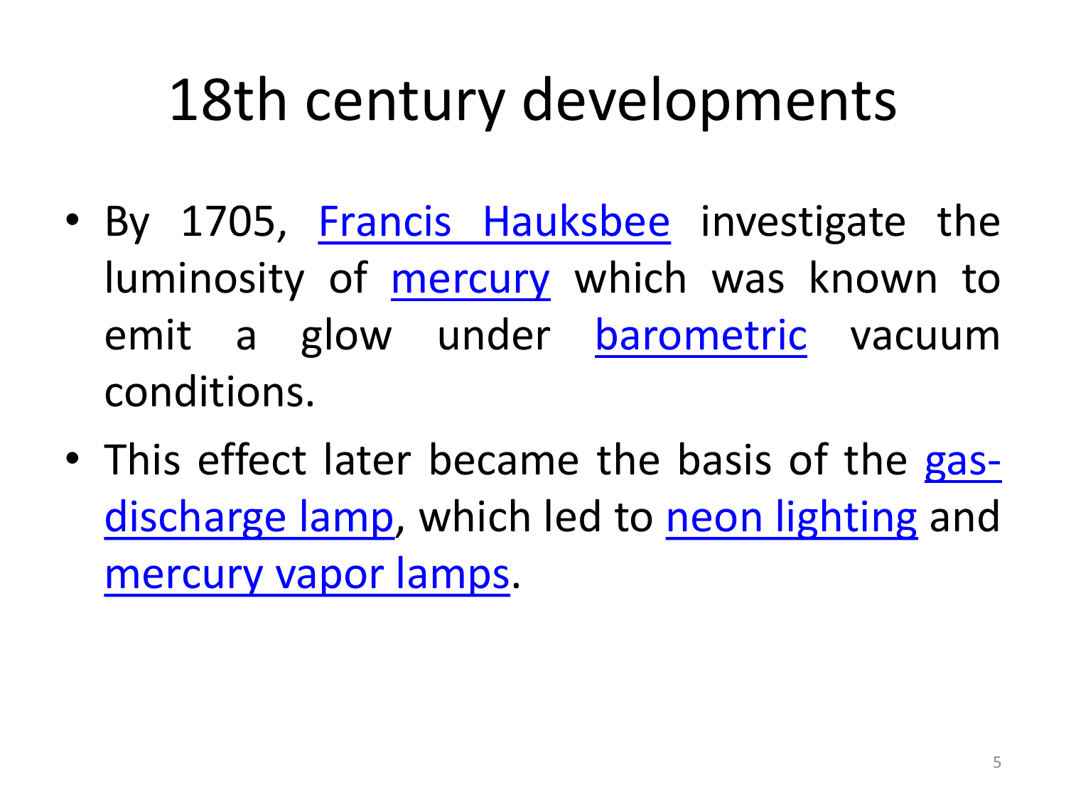# 18th century developments

- By 1705, Francis Hauksbee investigate the luminosity of mercury which was known to emit a glow under barometric vacuum conditions.
- This effect later became the basis of the gas-discharge lamp, which led to neon lighting and mercury vapor lamps.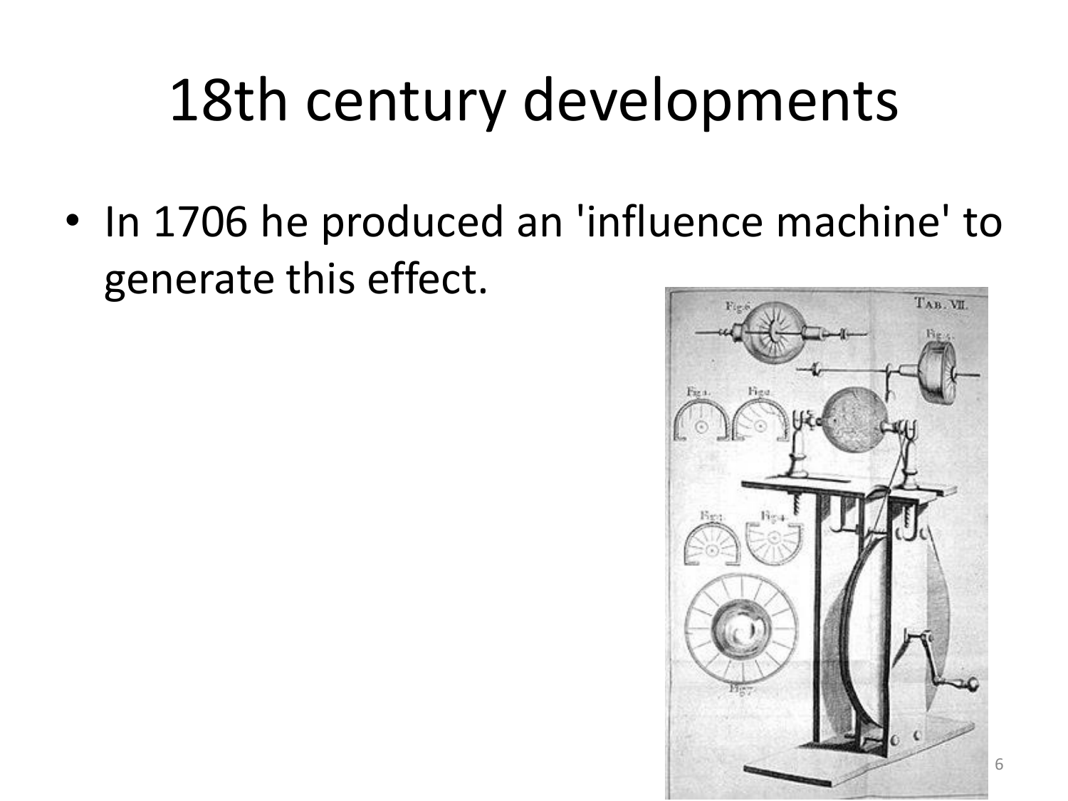# 18th century developments

- In 1706 he produced an 'influence machine' to generate this effect.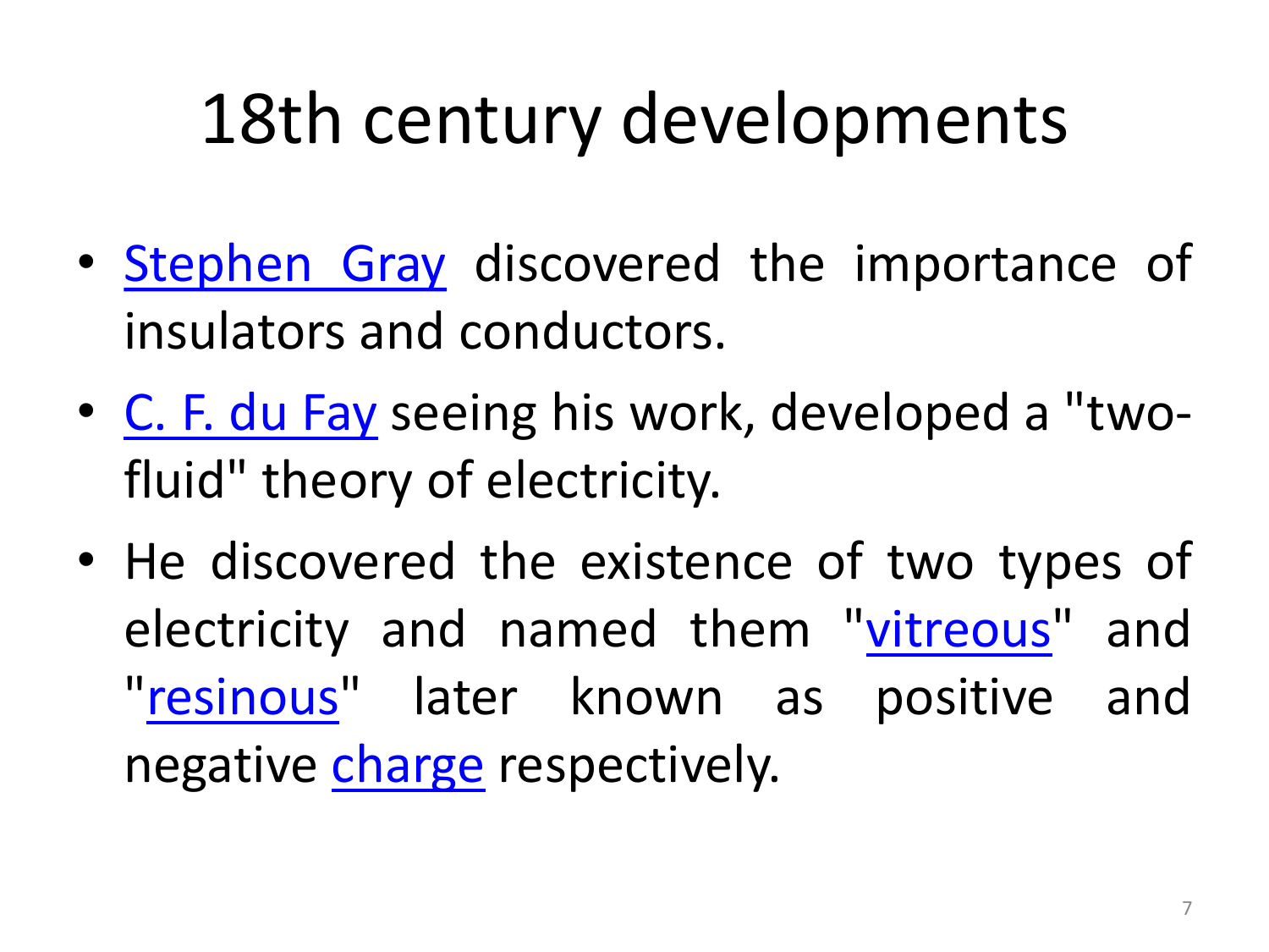# 18th century developments

- Stephen Gray discovered the importance of insulators and conductors.
- C. F. du Fay seeing his work, developed a "two-fluid" theory of electricity.
- He discovered the existence of two types of electricity and named them "vitreous" and "resinous" later known as positive and negative charge respectively.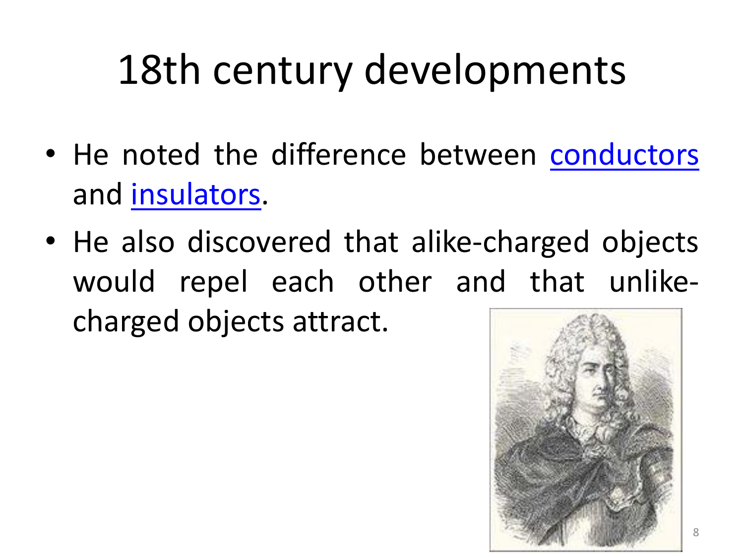# 18th century developments

- He noted the difference between conductors and insulators.
- He also discovered that alike-charged objects would repel each other and that unlike-charged objects attract.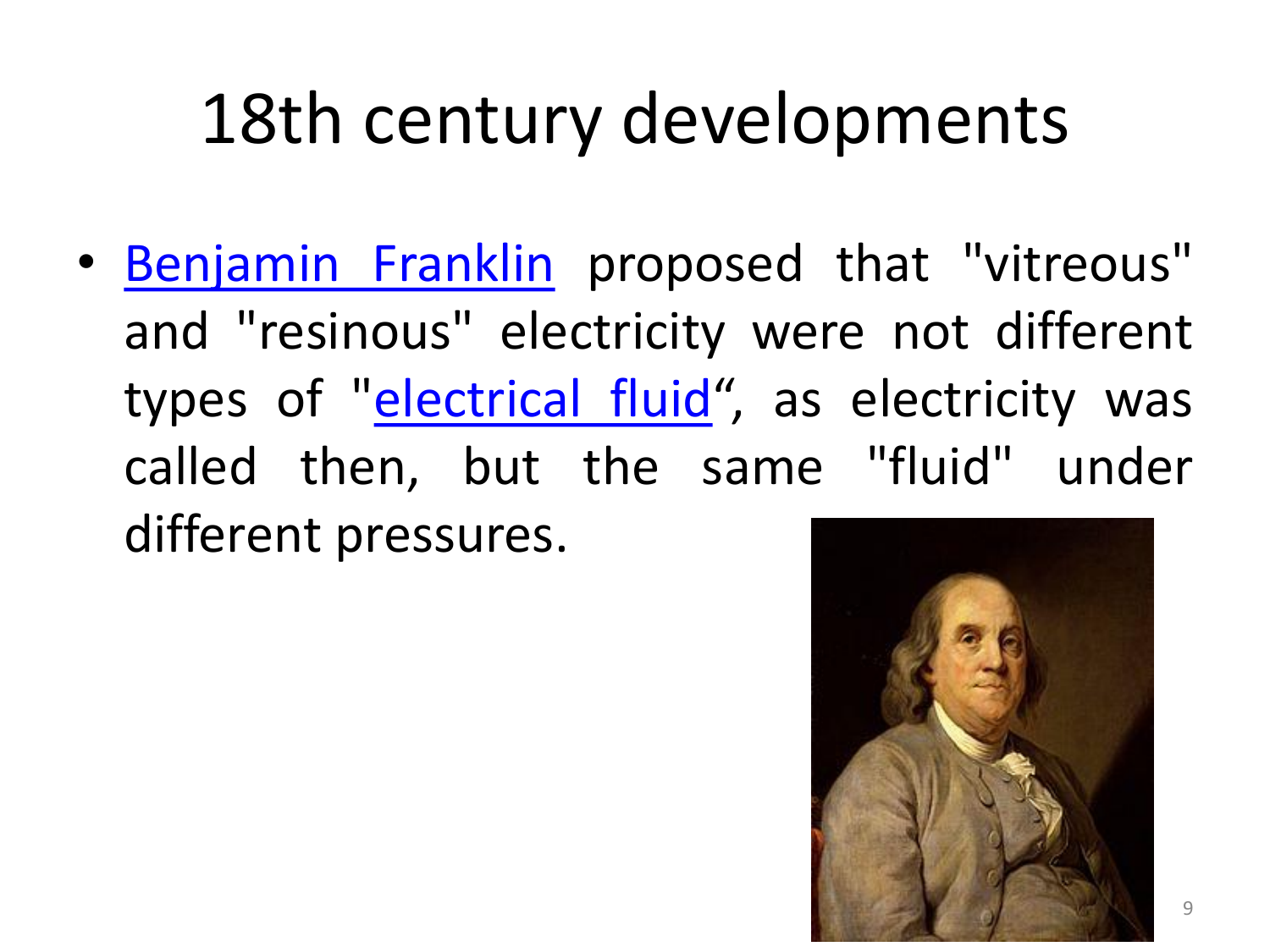# 18th century developments

- Benjamin Franklin proposed that "vitreous" and "resinous" electricity were not different types of "electrical fluid“, as electricity was called then, but the same "fluid" under different pressures.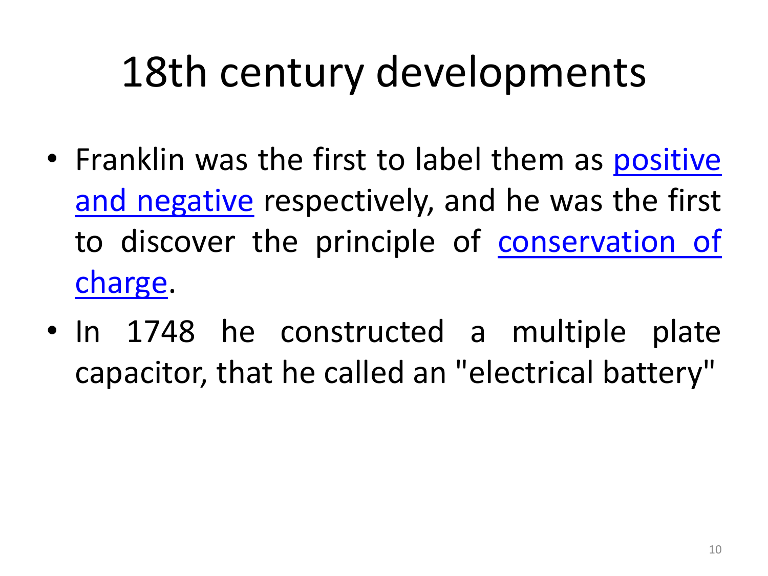# 18th century developments

- Franklin was the first to label them as positive and negative respectively, and he was the first to discover the principle of conservation of charge.
- In 1748 he constructed a multiple plate capacitor, that he called an "electrical battery"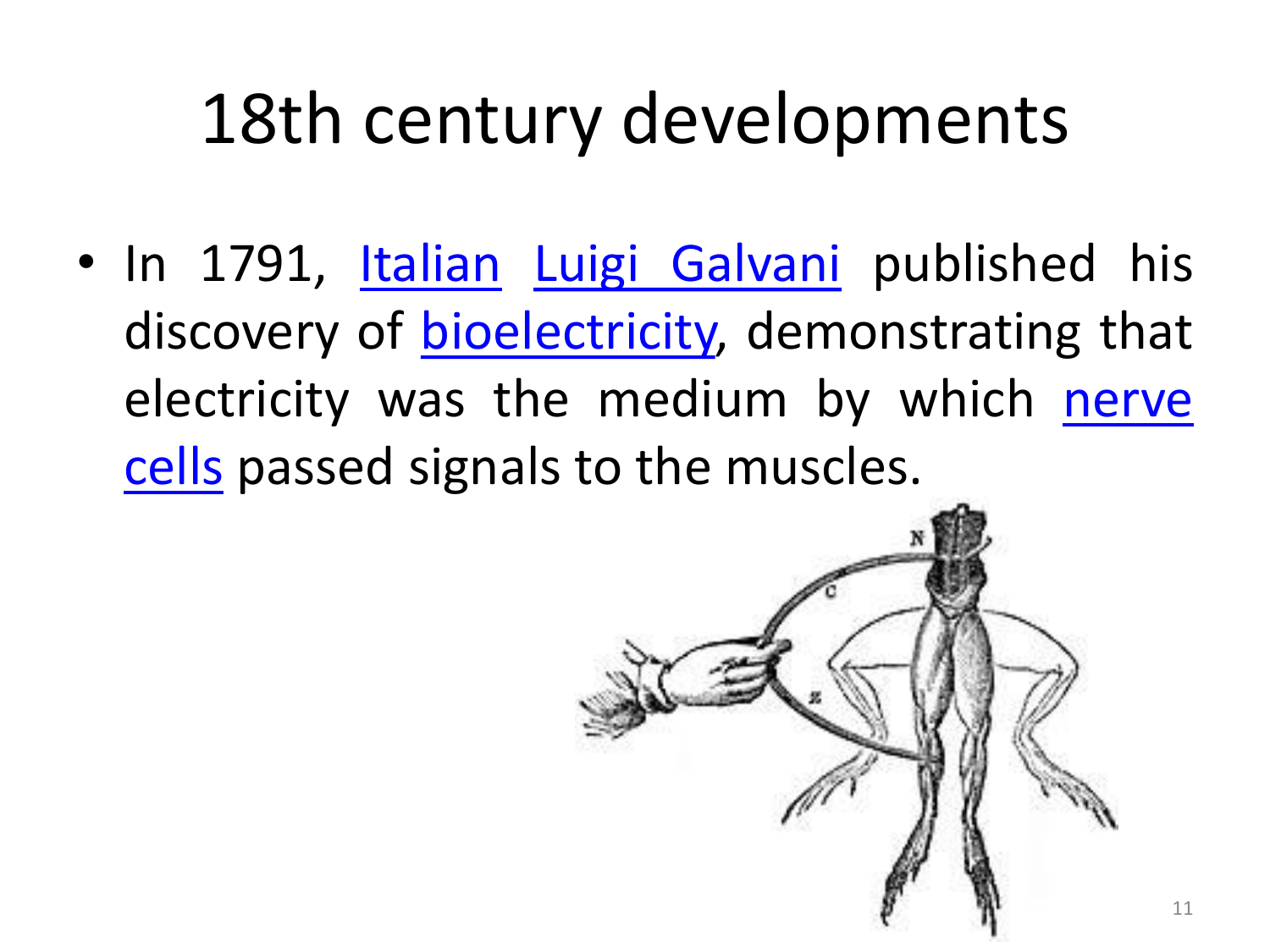# 18th century developments

- In 1791, Italian Luigi Galvani published his discovery of bioelectricity, demonstrating that electricity was the medium by which nerve cells passed signals to the muscles.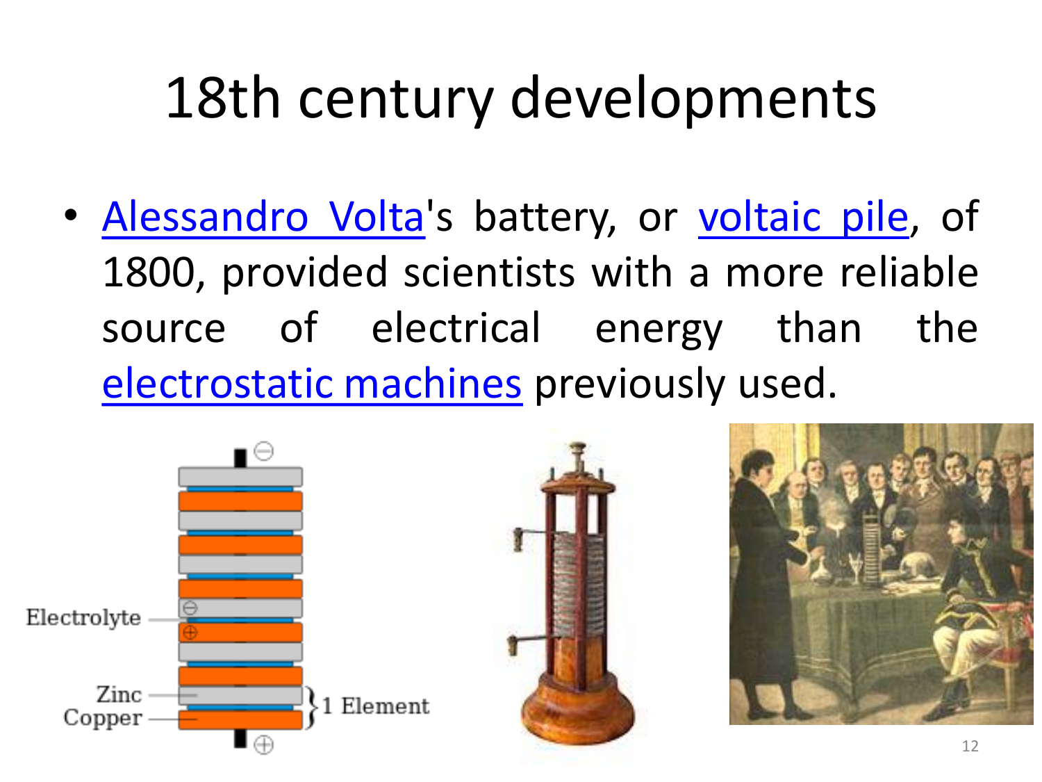# 18th century developments

- Alessandro Volta's battery, or voltaic pile, of 1800, provided scientists with a more reliable source of electrical energy than the electrostatic machines previously used.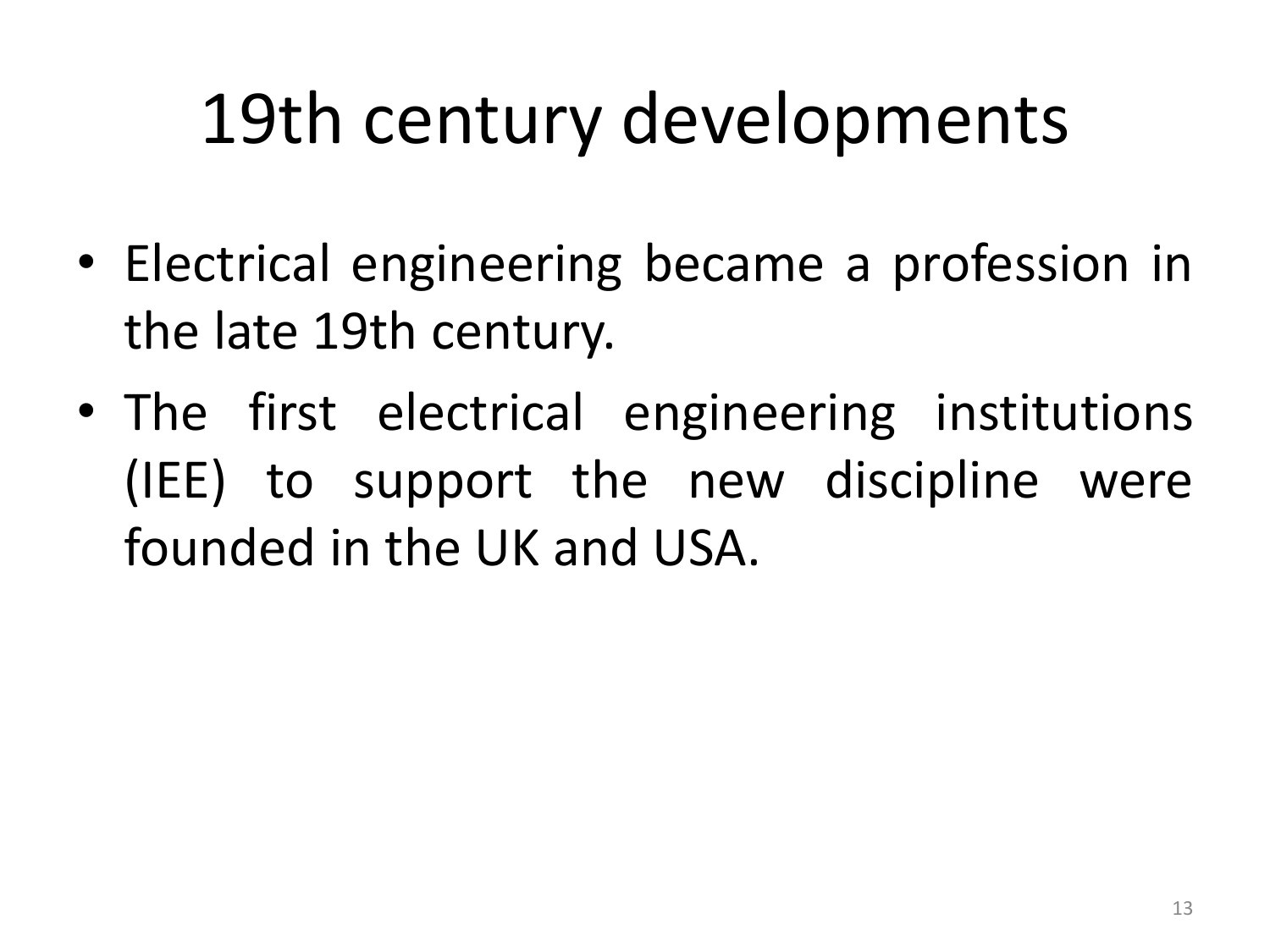# 19th century developments

- Electrical engineering became a profession in the late 19th century.
- The first electrical engineering institutions (IEE) to support the new discipline were founded in the UK and USA.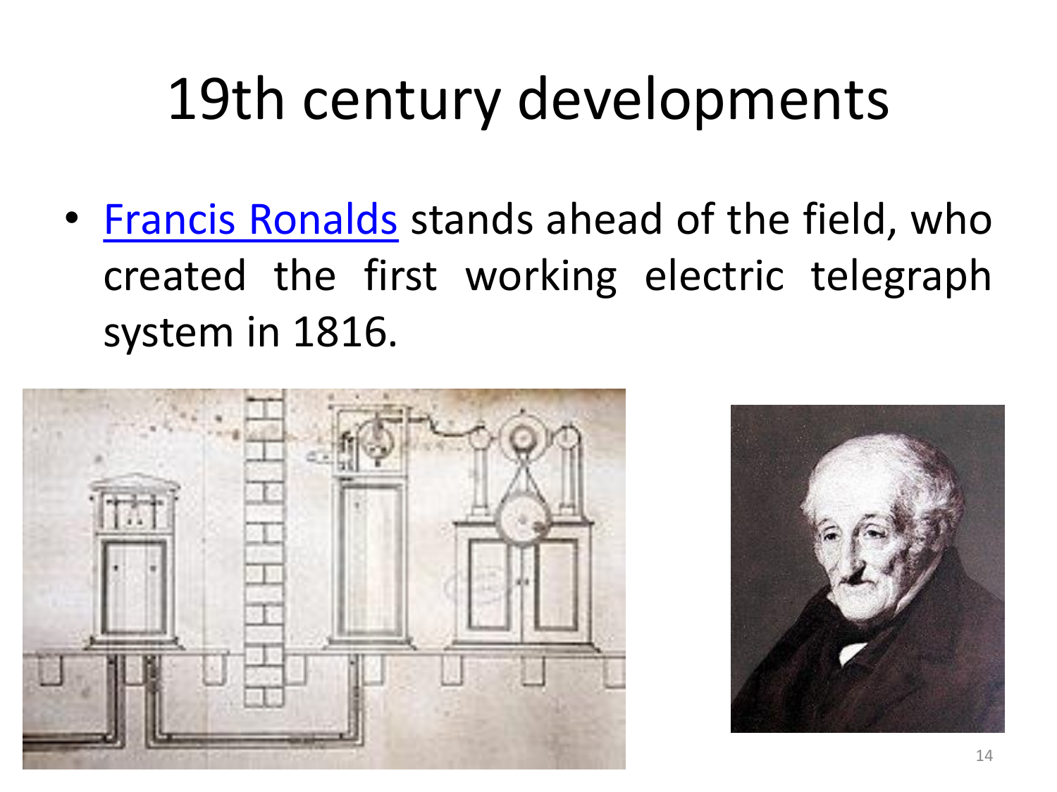# 19th century developments

- [Francis Ronalds] stands ahead of the field, who created the first working electric telegraph system in 1816.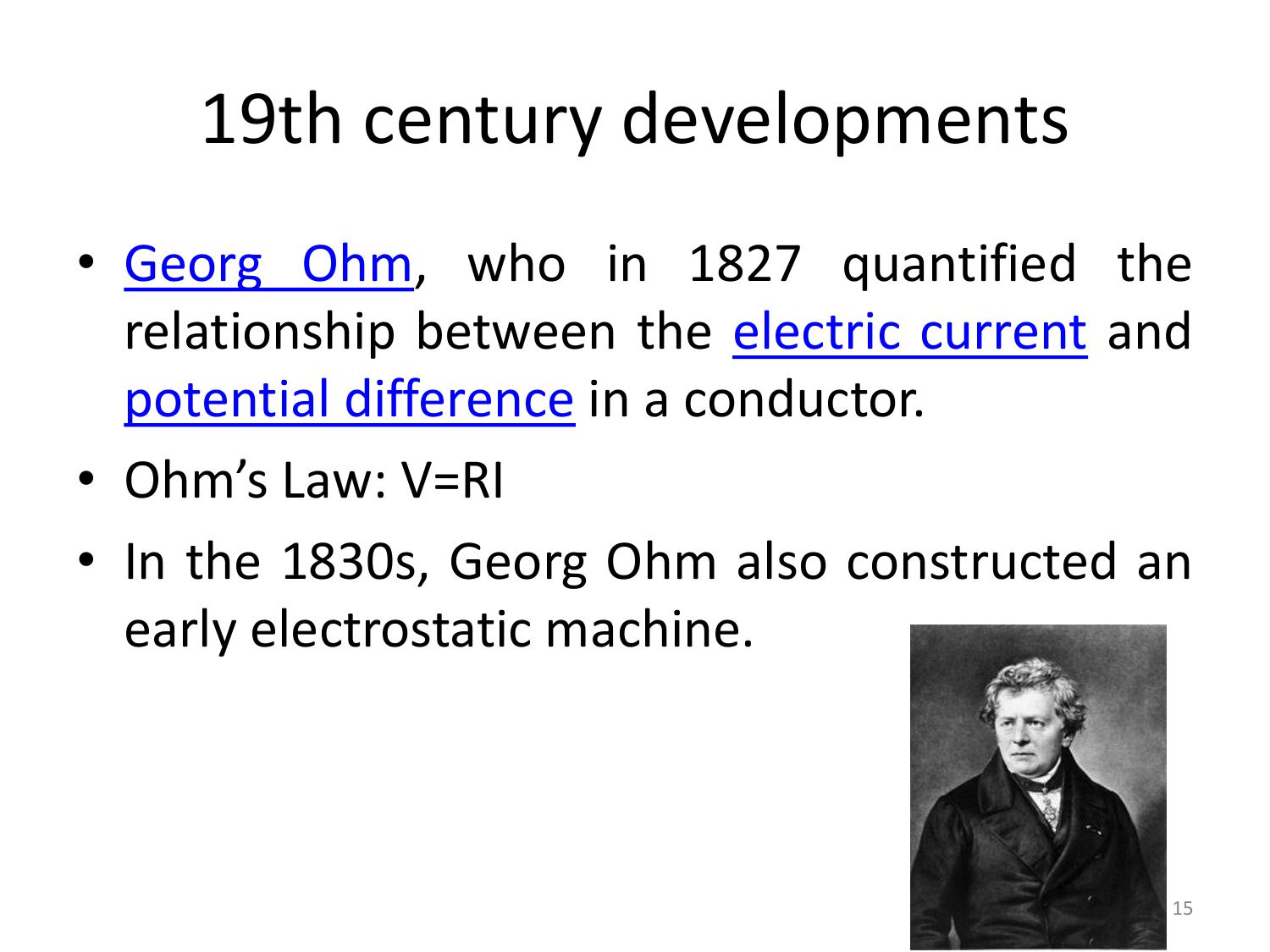# 19th century developments

- Georg Ohm, who in 1827 quantified the relationship between the electric current and potential difference in a conductor.
- Ohm's Law: $V=RI$
- In the 1830s, Georg Ohm also constructed an early electrostatic machine.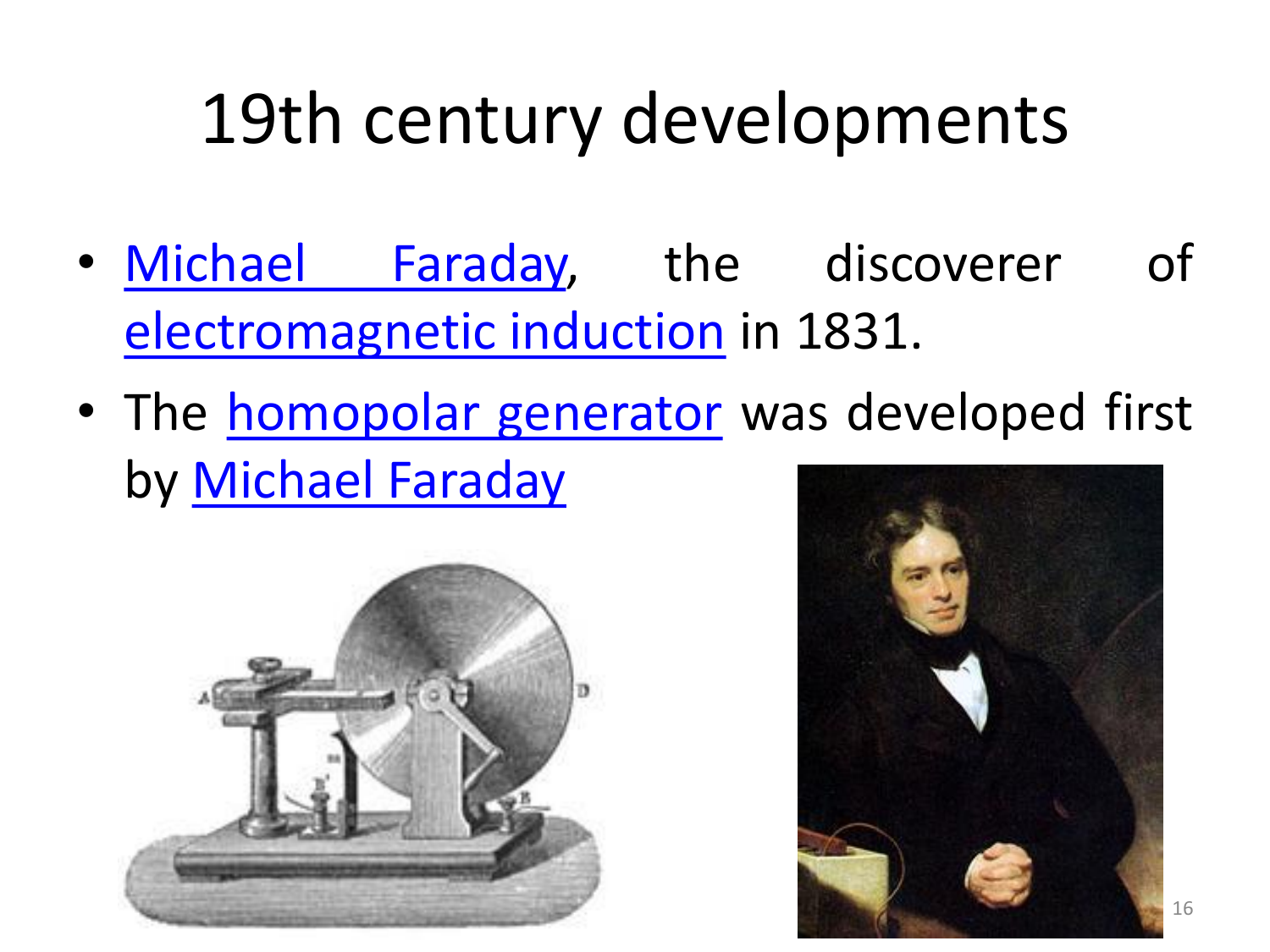# 19th century developments

- Michael Faraday, the discoverer of electromagnetic induction in 1831.
- The homopolar generator was developed first by Michael Faraday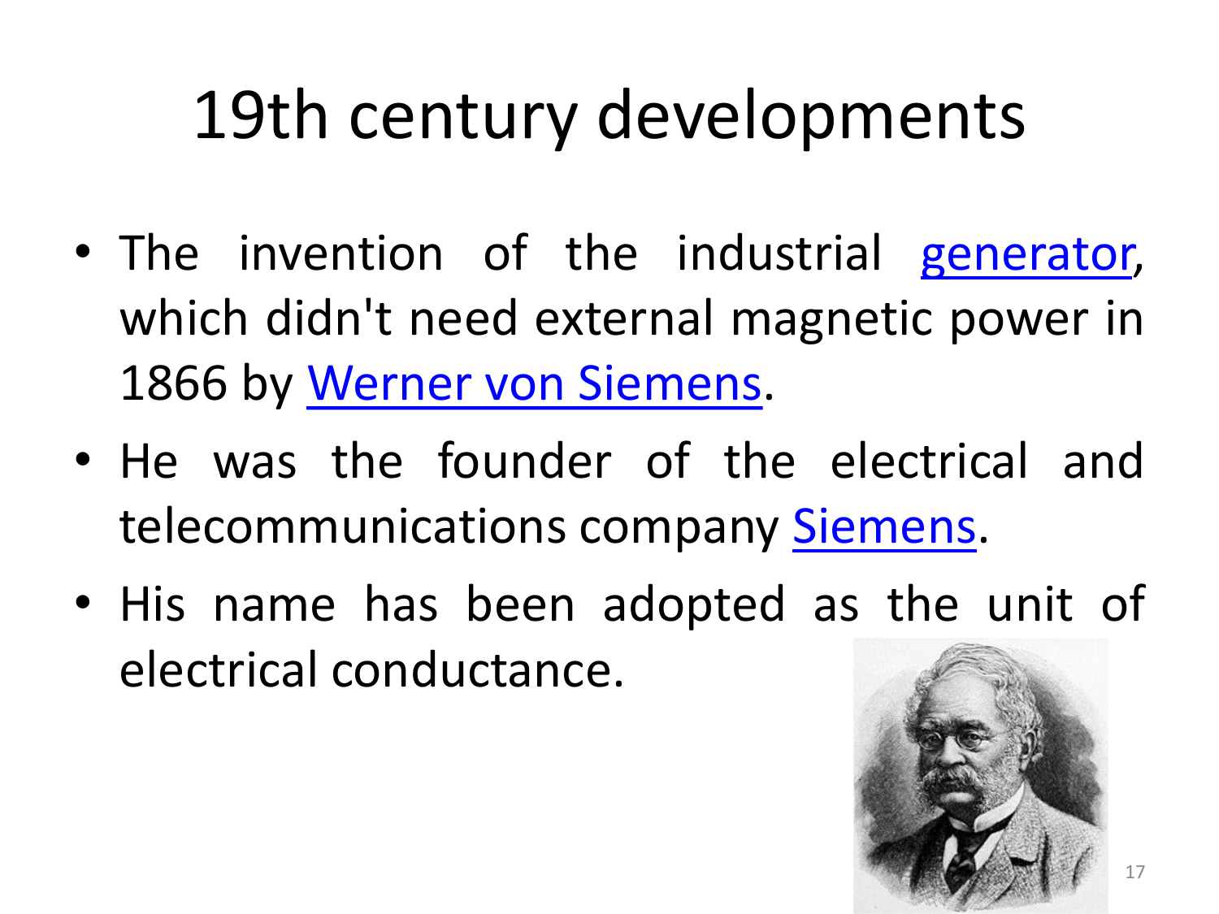# 19th century developments

- The invention of the industrial generator, which didn't need external magnetic power in 1866 by Werner von Siemens.
- He was the founder of the electrical and telecommunications company Siemens.
- His name has been adopted as the unit of electrical conductance.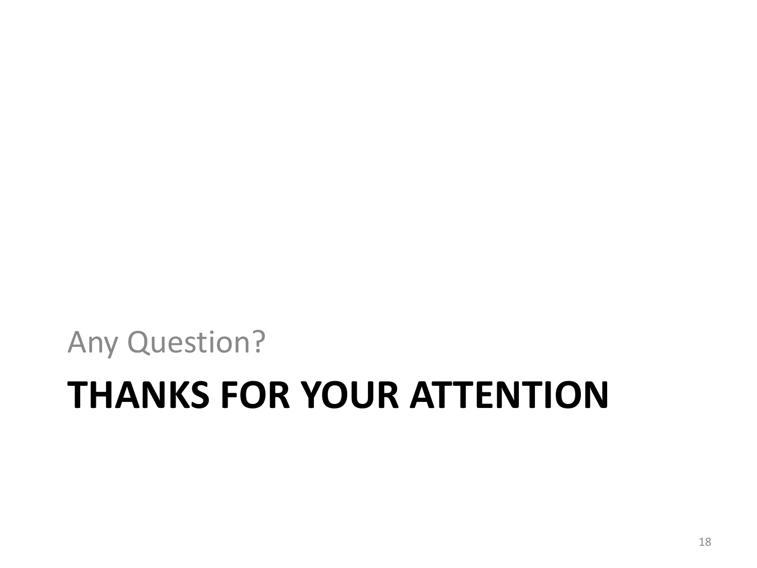Any Question?

# THANKS FOR YOUR ATTENTION